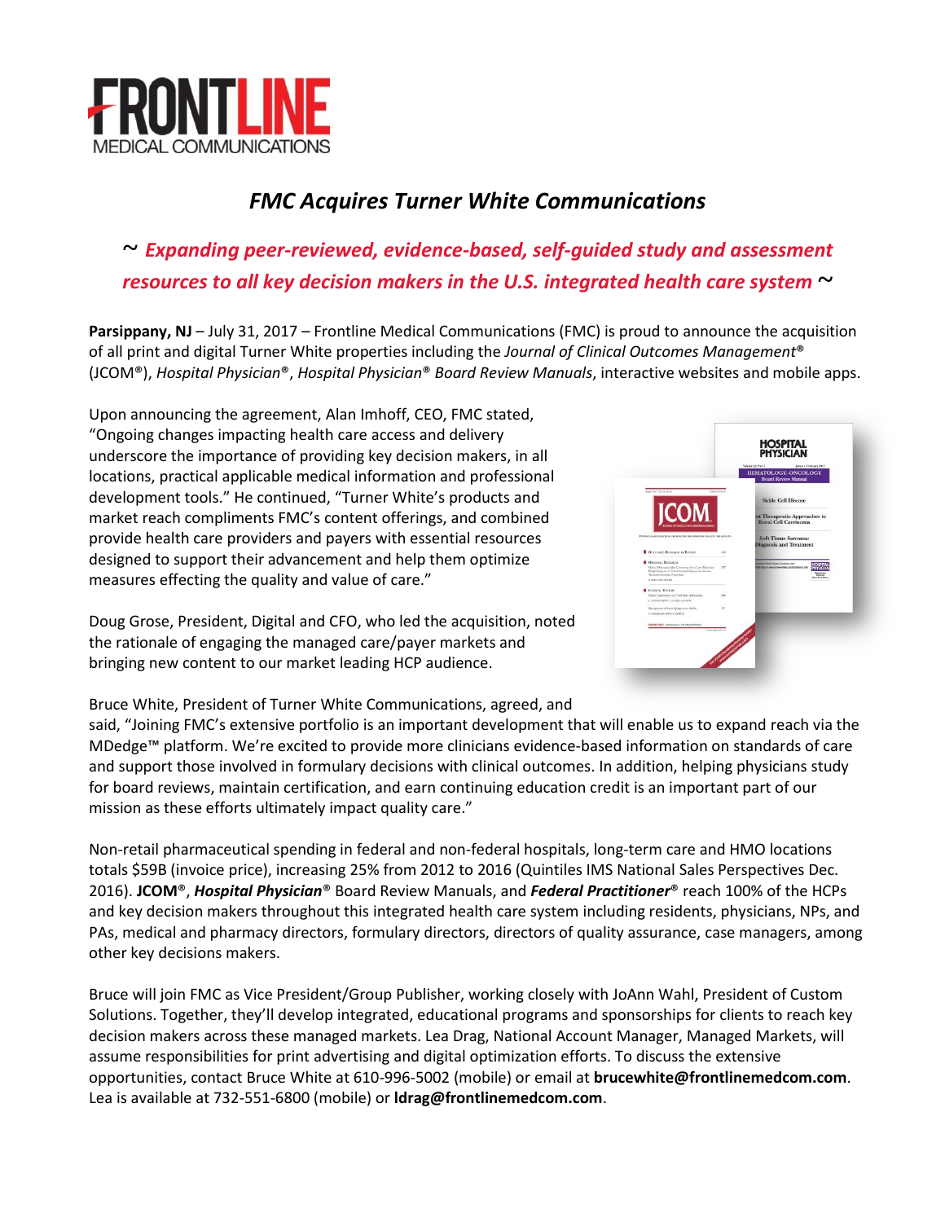FRONTLINE
MEDICAL COMMUNICATIONS

# *FMC Acquires Turner White Communications*

## ~ *Expanding peer-reviewed, evidence-based, self-guided study and assessment resources to all key decision makers in the U.S. integrated health care system* ~

**Parsippany, NJ** – July 31, 2017 – Frontline Medical Communications (FMC) is proud to announce the acquisition of all print and digital Turner White properties including the *Journal of Clinical Outcomes Management*® (JCOM®), *Hospital Physician*®, *Hospital Physician*® *Board Review Manuals*, interactive websites and mobile apps.

Upon announcing the agreement, Alan Imhoff, CEO, FMC stated, "Ongoing changes impacting health care access and delivery underscore the importance of providing key decision makers, in all locations, practical applicable medical information and professional development tools." He continued, "Turner White's products and market reach compliments FMC's content offerings, and combined provide health care providers and payers with essential resources designed to support their advancement and help them optimize measures effecting the quality and value of care."

Doug Grose, President, Digital and CFO, who led the acquisition, noted the rationale of engaging the managed care/payer markets and bringing new content to our market leading HCP audience.

Bruce White, President of Turner White Communications, agreed, and said, "Joining FMC's extensive portfolio is an important development that will enable us to expand reach via the MDedge™ platform. We're excited to provide more clinicians evidence-based information on standards of care and support those involved in formulary decisions with clinical outcomes. In addition, helping physicians study for board reviews, maintain certification, and earn continuing education credit is an important part of our mission as these efforts ultimately impact quality care."

Non-retail pharmaceutical spending in federal and non-federal hospitals, long-term care and HMO locations totals $59B (invoice price), increasing 25% from 2012 to 2016 (Quintiles IMS National Sales Perspectives Dec. 2016). **JCOM**®, ***Hospital Physician***® Board Review Manuals, and ***Federal Practitioner***® reach 100% of the HCPs and key decision makers throughout this integrated health care system including residents, physicians, NPs, and PAs, medical and pharmacy directors, formulary directors, directors of quality assurance, case managers, among other key decisions makers.

Bruce will join FMC as Vice President/Group Publisher, working closely with JoAnn Wahl, President of Custom Solutions. Together, they'll develop integrated, educational programs and sponsorships for clients to reach key decision makers across these managed markets. Lea Drag, National Account Manager, Managed Markets, will assume responsibilities for print advertising and digital optimization efforts. To discuss the extensive opportunities, contact Bruce White at 610-996-5002 (mobile) or email at **brucewhite@frontlinemedcom.com**. Lea is available at 732-551-6800 (mobile) or **ldrag@frontlinemedcom.com**.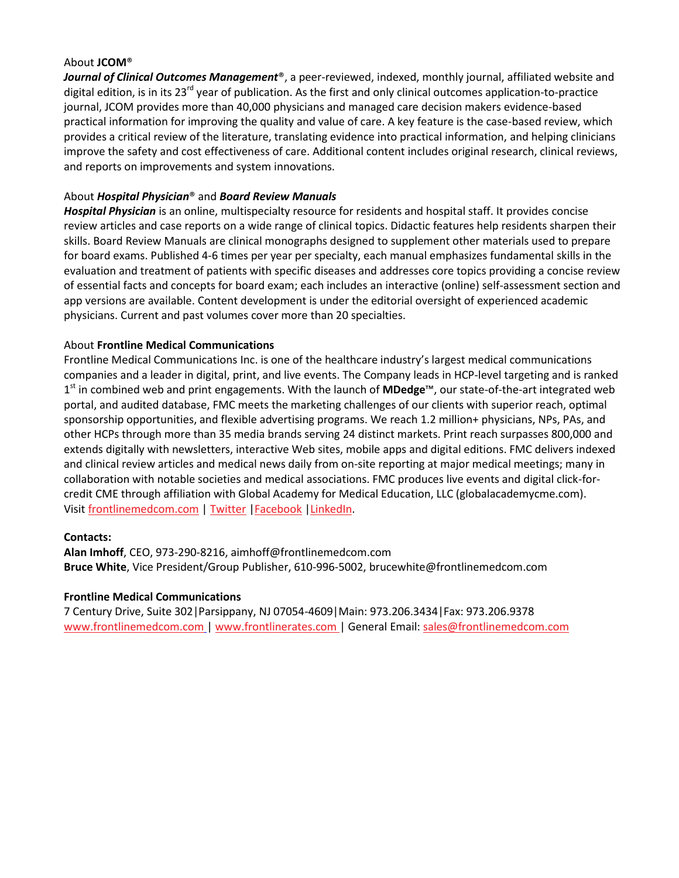About **JCOM**®

***Journal of Clinical Outcomes Management***®, a peer-reviewed, indexed, monthly journal, affiliated website and digital edition, is in its 23rd year of publication. As the first and only clinical outcomes application-to-practice journal, JCOM provides more than 40,000 physicians and managed care decision makers evidence-based practical information for improving the quality and value of care. A key feature is the case-based review, which provides a critical review of the literature, translating evidence into practical information, and helping clinicians improve the safety and cost effectiveness of care. Additional content includes original research, clinical reviews, and reports on improvements and system innovations.

About ***Hospital Physician***® and ***Board Review Manuals***

***Hospital Physician*** is an online, multispecialty resource for residents and hospital staff. It provides concise review articles and case reports on a wide range of clinical topics. Didactic features help residents sharpen their skills. Board Review Manuals are clinical monographs designed to supplement other materials used to prepare for board exams. Published 4-6 times per year per specialty, each manual emphasizes fundamental skills in the evaluation and treatment of patients with specific diseases and addresses core topics providing a concise review of essential facts and concepts for board exam; each includes an interactive (online) self-assessment section and app versions are available. Content development is under the editorial oversight of experienced academic physicians. Current and past volumes cover more than 20 specialties.

About **Frontline Medical Communications**

Frontline Medical Communications Inc. is one of the healthcare industry's largest medical communications companies and a leader in digital, print, and live events. The Company leads in HCP-level targeting and is ranked 1st in combined web and print engagements. With the launch of **MDedge**™, our state-of-the-art integrated web portal, and audited database, FMC meets the marketing challenges of our clients with superior reach, optimal sponsorship opportunities, and flexible advertising programs. We reach 1.2 million+ physicians, NPs, PAs, and other HCPs through more than 35 media brands serving 24 distinct markets. Print reach surpasses 800,000 and extends digitally with newsletters, interactive Web sites, mobile apps and digital editions. FMC delivers indexed and clinical review articles and medical news daily from on-site reporting at major medical meetings; many in collaboration with notable societies and medical associations. FMC produces live events and digital click-for-credit CME through affiliation with Global Academy for Medical Education, LLC (globalacademycme.com). Visit frontlinemedcom.com | Twitter | Facebook | LinkedIn.

**Contacts:**

**Alan Imhoff**, CEO, 973-290-8216, aimhoff@frontlinemedcom.com

**Bruce White**, Vice President/Group Publisher, 610-996-5002, brucewhite@frontlinemedcom.com

**Frontline Medical Communications**

7 Century Drive, Suite 302|Parsippany, NJ 07054-4609|Main: 973.206.3434|Fax: 973.206.9378

www.frontlinemedcom.com | www.frontlinerates.com | General Email: sales@frontlinemedcom.com